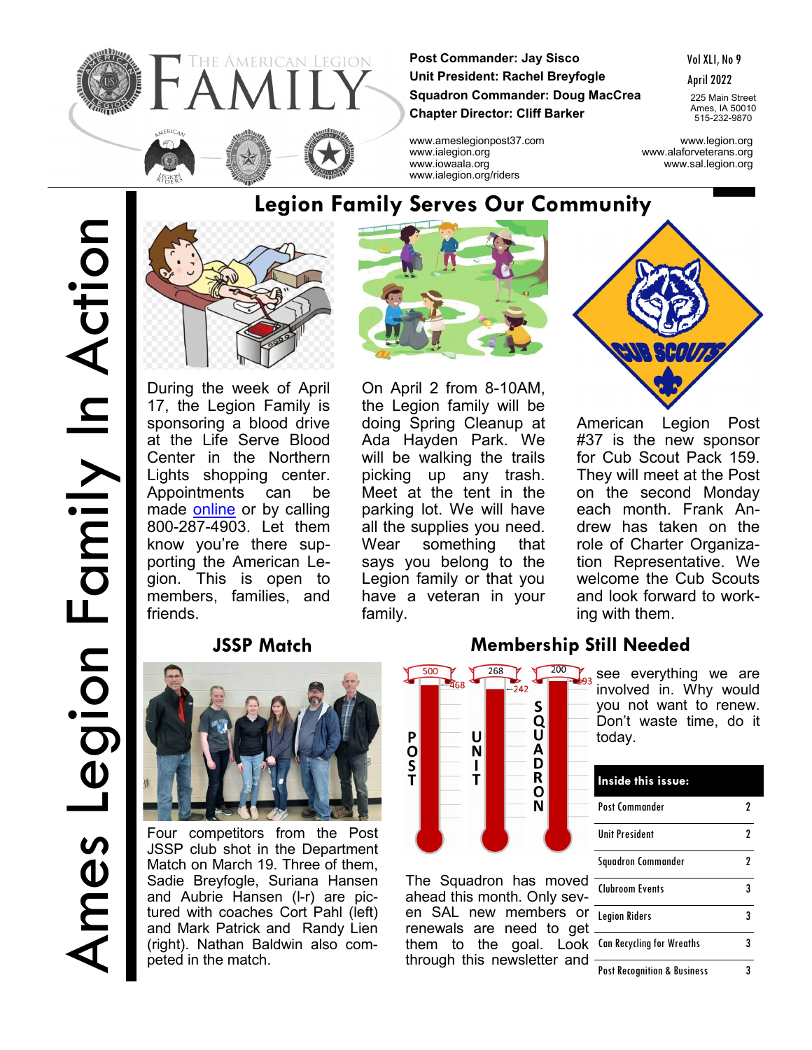# The American Legion FAMILY

**Post Commander: Jay Sisco**
**Unit President: Rachel Breyfogle**
**Squadron Commander: Doug MacCrea**
**Chapter Director: Cliff Barker**

Vol XLI, No 9
April 2022

225 Main Street
Ames, IA 50010
515-232-9870

www.ameslegionpost37.com
www.ialegion.org
www.iowaala.org
www.ialegion.org/riders

www.legion.org
www.alaforveterans.org
www.sal.legion.org

Ames Legion Family In Action

## Legion Family Serves Our Community

During the week of April 17, the Legion Family is sponsoring a blood drive at the Life Serve Blood Center in the Northern Lights shopping center. Appointments can be made [online] or by calling 800-287-4903. Let them know you're there supporting the American Legion. This is open to members, families, and friends.

On April 2 from 8-10AM, the Legion family will be doing Spring Cleanup at Ada Hayden Park. We will be walking the trails picking up any trash. Meet at the tent in the parking lot. We will have all the supplies you need. Wear something that says you belong to the Legion family or that you have a veteran in your family.

American Legion Post #37 is the new sponsor for Cub Scout Pack 159. They will meet at the Post on the second Monday each month. Frank Andrew has taken on the role of Charter Organization Representative. We welcome the Cub Scouts and look forward to working with them.

## JSSP Match

Four competitors from the Post JSSP club shot in the Department Match on March 19. Three of them, Sadie Breyfogle, Suriana Hansen and Aubrie Hansen (l-r) are pictured with coaches Cort Pahl (left) and Mark Patrick and Randy Lien (right). Nathan Baldwin also competed in the match.

## Membership Still Needed

| | Goal | Current |
|---|---|---|
| POST | 500 | 468 |
| UNIT | 268 | 242 |
| SQUADRON | 200 | 193 |

The Squadron has moved ahead this month. Only seven SAL new members or renewals are need to get them to the goal. Look through this newsletter and see everything we are involved in. Why would you not want to renew. Don't waste time, do it today.

| Inside this issue: | |
|---|---|
| Post Commander | 2 |
| Unit President | 2 |
| Squadron Commander | 2 |
| Clubroom Events | 3 |
| Legion Riders | 3 |
| Can Recycling for Wreaths | 3 |
| Post Recognition & Business | 3 |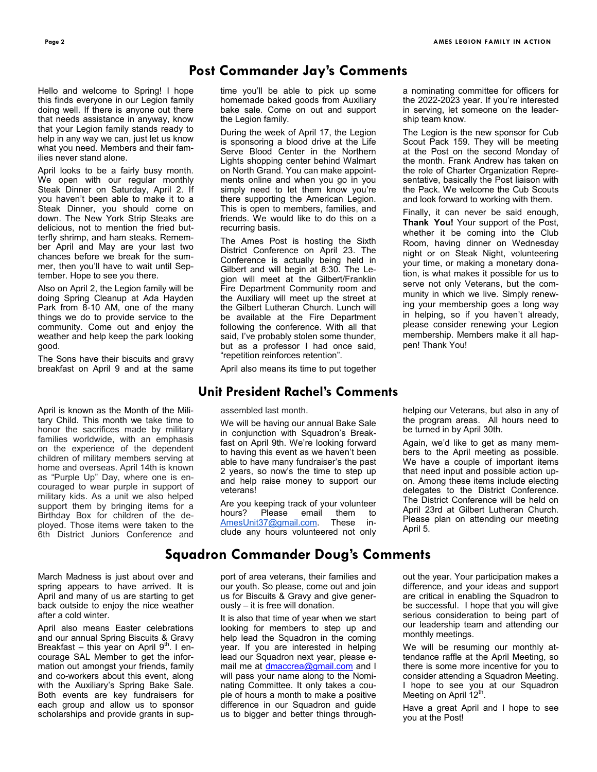## Post Commander Jay's Comments

Hello and welcome to Spring! I hope this finds everyone in our Legion family doing well. If there is anyone out there that needs assistance in anyway, know that your Legion family stands ready to help in any way we can, just let us know what you need. Members and their families never stand alone.

April looks to be a fairly busy month. We open with our regular monthly Steak Dinner on Saturday, April 2. If you haven't been able to make it to a Steak Dinner, you should come on down. The New York Strip Steaks are delicious, not to mention the fried butterfly shrimp, and ham steaks. Remember April and May are your last two chances before we break for the summer, then you'll have to wait until September. Hope to see you there.

Also on April 2, the Legion family will be doing Spring Cleanup at Ada Hayden Park from 8-10 AM, one of the many things we do to provide service to the community. Come out and enjoy the weather and help keep the park looking good.

The Sons have their biscuits and gravy breakfast on April 9 and at the same time you'll be able to pick up some homemade baked goods from Auxiliary bake sale. Come on out and support the Legion family.

During the week of April 17, the Legion is sponsoring a blood drive at the Life Serve Blood Center in the Northern Lights shopping center behind Walmart on North Grand. You can make appointments online and when you go in you simply need to let them know you're there supporting the American Legion. This is open to members, families, and friends. We would like to do this on a recurring basis.

The Ames Post is hosting the Sixth District Conference on April 23. The Conference is actually being held in Gilbert and will begin at 8:30. The Legion will meet at the Gilbert/Franklin Fire Department Community room and the Auxiliary will meet up the street at the Gilbert Lutheran Church. Lunch will be available at the Fire Department following the conference. With all that said, I've probably stolen some thunder, but as a professor I had once said, "repetition reinforces retention".

April also means its time to put together a nominating committee for officers for the 2022-2023 year. If you're interested in serving, let someone on the leadership team know.

The Legion is the new sponsor for Cub Scout Pack 159. They will be meeting at the Post on the second Monday of the month. Frank Andrew has taken on the role of Charter Organization Representative, basically the Post liaison with the Pack. We welcome the Cub Scouts and look forward to working with them.

Finally, it can never be said enough, **Thank You!** Your support of the Post, whether it be coming into the Club Room, having dinner on Wednesday night or on Steak Night, volunteering your time, or making a monetary donation, is what makes it possible for us to serve not only Veterans, but the community in which we live. Simply renewing your membership goes a long way in helping, so if you haven't already, please consider renewing your Legion membership. Members make it all happen! Thank You!

## Unit President Rachel's Comments

April is known as the Month of the Military Child. This month we take time to honor the sacrifices made by military families worldwide, with an emphasis on the experience of the dependent children of military members serving at home and overseas. April 14th is known as "Purple Up" Day, where one is encouraged to wear purple in support of military kids. As a unit we also helped support them by bringing items for a Birthday Box for children of the deployed. Those items were taken to the 6th District Juniors Conference and assembled last month.

We will be having our annual Bake Sale in conjunction with Squadron's Breakfast on April 9th. We're looking forward to having this event as we haven't been able to have many fundraiser's the past 2 years, so now's the time to step up and help raise money to support our veterans!

Are you keeping track of your volunteer hours? Please email them to AmesUnit37@gmail.com. These include any hours volunteered not only helping our Veterans, but also in any of the program areas. All hours need to be turned in by April 30th.

Again, we'd like to get as many members to the April meeting as possible. We have a couple of important items that need input and possible action upon. Among these items include electing delegates to the District Conference. The District Conference will be held on April 23rd at Gilbert Lutheran Church. Please plan on attending our meeting April 5.

## Squadron Commander Doug's Comments

March Madness is just about over and spring appears to have arrived. It is April and many of us are starting to get back outside to enjoy the nice weather after a cold winter.

April also means Easter celebrations and our annual Spring Biscuits & Gravy Breakfast – this year on April 9th. I encourage SAL Member to get the information out amongst your friends, family and co-workers about this event, along with the Auxiliary's Spring Bake Sale. Both events are key fundraisers for each group and allow us to sponsor scholarships and provide grants in support of area veterans, their families and our youth. So please, come out and join us for Biscuits & Gravy and give generously – it is free will donation.

It is also that time of year when we start looking for members to step up and help lead the Squadron in the coming year. If you are interested in helping lead our Squadron next year, please e-mail me at dmaccrea@gmail.com and I will pass your name along to the Nominating Committee. It only takes a couple of hours a month to make a positive difference in our Squadron and guide us to bigger and better things throughout the year. Your participation makes a difference, and your ideas and support are critical in enabling the Squadron to be successful. I hope that you will give serious consideration to being part of our leadership team and attending our monthly meetings.

We will be resuming our monthly attendance raffle at the April Meeting, so there is some more incentive for you to consider attending a Squadron Meeting. I hope to see you at our Squadron Meeting on April 12th.

Have a great April and I hope to see you at the Post!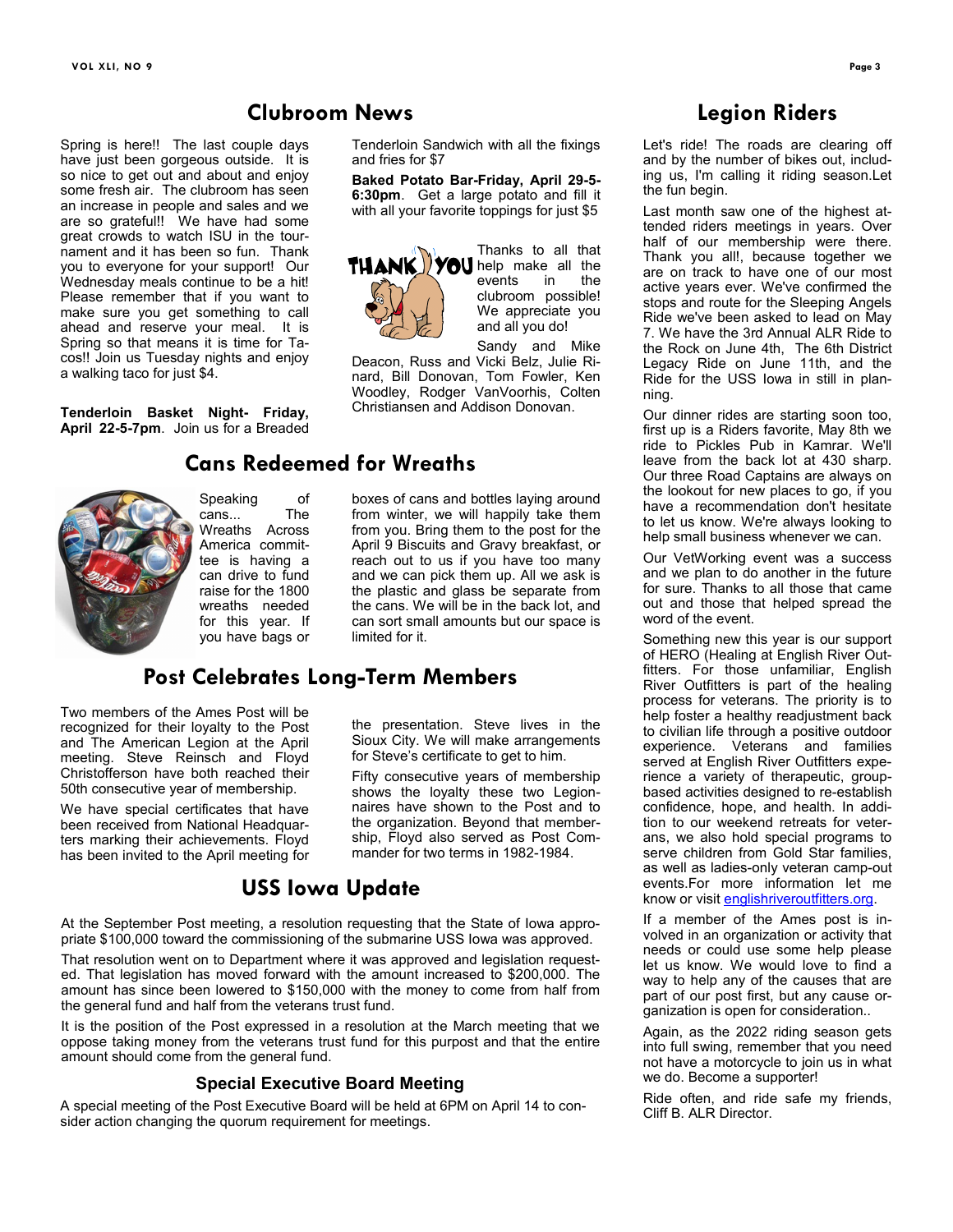## Clubroom News

Spring is here!! The last couple days have just been gorgeous outside. It is so nice to get out and about and enjoy some fresh air. The clubroom has seen an increase in people and sales and we are so grateful!! We have had some great crowds to watch ISU in the tournament and it has been so fun. Thank you to everyone for your support! Our Wednesday meals continue to be a hit! Please remember that if you want to make sure you get something to call ahead and reserve your meal. It is Spring so that means it is time for Tacos!! Join us Tuesday nights and enjoy a walking taco for just $4.

**Tenderloin Basket Night- Friday, April 22-5-7pm**. Join us for a Breaded Tenderloin Sandwich with all the fixings and fries for $7

**Baked Potato Bar-Friday, April 29-5-6:30pm**. Get a large potato and fill it with all your favorite toppings for just $5

Thanks to all that help make all the events in the clubroom possible! We appreciate you and all you do!

Sandy and Mike Deacon, Russ and Vicki Belz, Julie Rinard, Bill Donovan, Tom Fowler, Ken Woodley, Rodger VanVoorhis, Colten Christiansen and Addison Donovan.

## Cans Redeemed for Wreaths

Speaking of cans... The Wreaths Across America committee is having a can drive to fund raise for the 1800 wreaths needed for this year. If you have bags or boxes of cans and bottles laying around from winter, we will happily take them from you. Bring them to the post for the April 9 Biscuits and Gravy breakfast, or reach out to us if you have too many and we can pick them up. All we ask is the plastic and glass be separate from the cans. We will be in the back lot, and can sort small amounts but our space is limited for it.

## Post Celebrates Long-Term Members

Two members of the Ames Post will be recognized for their loyalty to the Post and The American Legion at the April meeting. Steve Reinsch and Floyd Christofferson have both reached their 50th consecutive year of membership.

We have special certificates that have been received from National Headquarters marking their achievements. Floyd has been invited to the April meeting for the presentation. Steve lives in the Sioux City. We will make arrangements for Steve's certificate to get to him.

Fifty consecutive years of membership shows the loyalty these two Legionnaires have shown to the Post and to the organization. Beyond that membership, Floyd also served as Post Commander for two terms in 1982-1984.

## USS Iowa Update

At the September Post meeting, a resolution requesting that the State of Iowa appropriate $100,000 toward the commissioning of the submarine USS Iowa was approved.

That resolution went on to Department where it was approved and legislation requested. That legislation has moved forward with the amount increased to $200,000. The amount has since been lowered to $150,000 with the money to come from half from the general fund and half from the veterans trust fund.

It is the position of the Post expressed in a resolution at the March meeting that we oppose taking money from the veterans trust fund for this purpost and that the entire amount should come from the general fund.

### Special Executive Board Meeting

A special meeting of the Post Executive Board will be held at 6PM on April 14 to consider action changing the quorum requirement for meetings.

## Legion Riders

Let's ride! The roads are clearing off and by the number of bikes out, including us, I'm calling it riding season.Let the fun begin.

Last month saw one of the highest attended riders meetings in years. Over half of our membership were there. Thank you all!, because together we are on track to have one of our most active years ever. We've confirmed the stops and route for the Sleeping Angels Ride we've been asked to lead on May 7. We have the 3rd Annual ALR Ride to the Rock on June 4th, The 6th District Legacy Ride on June 11th, and the Ride for the USS Iowa in still in planning.

Our dinner rides are starting soon too, first up is a Riders favorite, May 8th we ride to Pickles Pub in Kamrar. We'll leave from the back lot at 430 sharp. Our three Road Captains are always on the lookout for new places to go, if you have a recommendation don't hesitate to let us know. We're always looking to help small business whenever we can.

Our VetWorking event was a success and we plan to do another in the future for sure. Thanks to all those that came out and those that helped spread the word of the event.

Something new this year is our support of HERO (Healing at English River Outfitters. For those unfamiliar, English River Outfitters is part of the healing process for veterans. The priority is to help foster a healthy readjustment back to civilian life through a positive outdoor experience. Veterans and families served at English River Outfitters experience a variety of therapeutic, group-based activities designed to re-establish confidence, hope, and health. In addition to our weekend retreats for veterans, we also hold special programs to serve children from Gold Star families, as well as ladies-only veteran camp-out events.For more information let me know or visit englishriveroutfitters.org.

If a member of the Ames post is involved in an organization or activity that needs or could use some help please let us know. We would love to find a way to help any of the causes that are part of our post first, but any cause organization is open for consideration..

Again, as the 2022 riding season gets into full swing, remember that you need not have a motorcycle to join us in what we do. Become a supporter!

Ride often, and ride safe my friends,
Cliff B. ALR Director.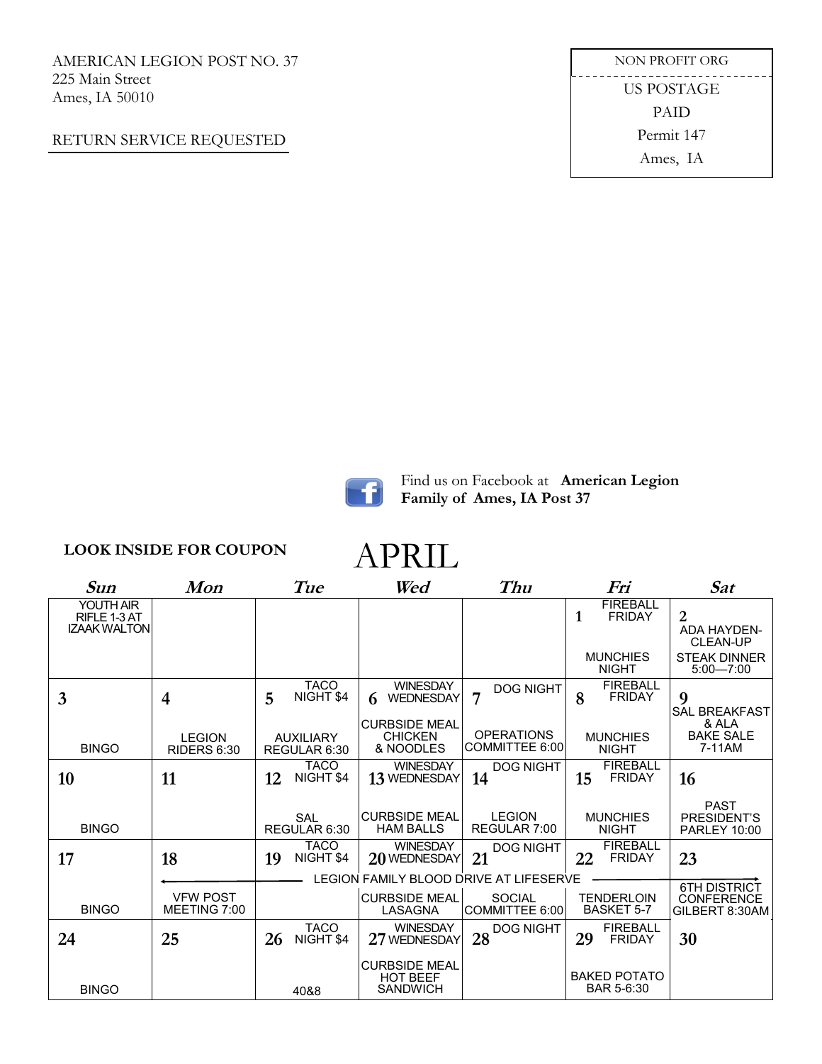AMERICAN LEGION POST NO. 37
225 Main Street
Ames, IA 50010

RETURN SERVICE REQUESTED

NON PROFIT ORG
US POSTAGE
PAID
Permit 147
Ames, IA

Find us on Facebook at **American Legion Family of Ames, IA Post 37**

**LOOK INSIDE FOR COUPON**

# APRIL

| Sun | Mon | Tue | Wed | Thu | Fri | Sat |
|---|---|---|---|---|---|---|
| YOUTH AIR RIFLE 1-3 AT IZAAK WALTON | | | | | 1 FIREBALL FRIDAY MUNCHIES NIGHT | 2 ADA HAYDEN-CLEAN-UP STEAK DINNER 5:00—7:00 |
| 3 BINGO | 4 LEGION RIDERS 6:30 | 5 TACO NIGHT $4 AUXILIARY REGULAR 6:30 | 6 WINESDAY WEDNESDAY CURBSIDE MEAL CHICKEN & NOODLES | 7 DOG NIGHT OPERATIONS COMMITTEE 6:00 | 8 FIREBALL FRIDAY MUNCHIES NIGHT | 9 SAL BREAKFAST & ALA BAKE SALE 7-11AM |
| 10 BINGO | 11 | 12 TACO NIGHT $4 SAL REGULAR 6:30 | 13 WINESDAY WEDNESDAY CURBSIDE MEAL HAM BALLS | 14 DOG NIGHT LEGION REGULAR 7:00 | 15 FIREBALL FRIDAY MUNCHIES NIGHT | 16 PAST PRESIDENT'S PARLEY 10:00 |
| 17 BINGO | 18 VFW POST MEETING 7:00 | 19 TACO NIGHT $4 | 20 WINESDAY WEDNESDAY CURBSIDE MEAL LASAGNA | 21 DOG NIGHT SOCIAL COMMITTEE 6:00 | 22 FIREBALL FRIDAY TENDERLOIN BASKET 5-7 | 23 6TH DISTRICT CONFERENCE GILBERT 8:30AM |
| 24 BINGO | 25 | 26 TACO NIGHT $4 40&8 | 27 WINESDAY WEDNESDAY CURBSIDE MEAL HOT BEEF SANDWICH | 28 DOG NIGHT | 29 FIREBALL FRIDAY BAKED POTATO BAR 5-6:30 | 30 |

LEGION FAMILY BLOOD DRIVE AT LIFESERVE (April 18–23)